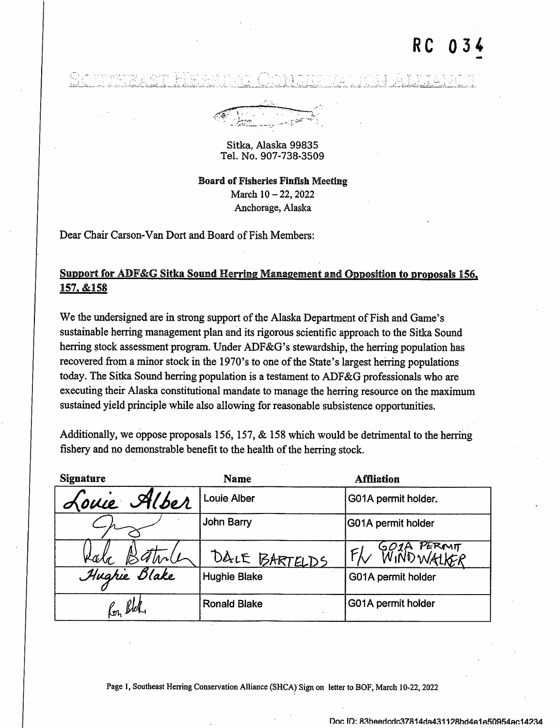RC 034

SOUTHEAST HERRING CONSERVATION ALLIANCE

Sitka, Alaska 99835
Tel. No. 907-738-3509

**Board of Fisheries Finfish Meeting**
March 10 – 22, 2022
Anchorage, Alaska

Dear Chair Carson-Van Dort and Board of Fish Members:

**Support for ADF&G Sitka Sound Herring Management and Opposition to proposals 156, 157, &158**

We the undersigned are in strong support of the Alaska Department of Fish and Game's sustainable herring management plan and its rigorous scientific approach to the Sitka Sound herring stock assessment program. Under ADF&G's stewardship, the herring population has recovered from a minor stock in the 1970's to one of the State's largest herring populations today. The Sitka Sound herring population is a testament to ADF&G professionals who are executing their Alaska constitutional mandate to manage the herring resource on the maximum sustained yield principle while also allowing for reasonable subsistence opportunities.

Additionally, we oppose proposals 156, 157, & 158 which would be detrimental to the herring fishery and no demonstrable benefit to the health of the herring stock.

| Signature | Name | Affliation |
|---|---|---|
| Louie Alber | Louie Alber | G01A permit holder. |
| [signature] | John Barry | G01A permit holder |
| Dale Bartelds | DALE BARTELDS | F/V WINDWALKER G01A PERMIT |
| Hughie Blake | Hughie Blake | G01A permit holder |
| Ron Blake | Ronald Blake | G01A permit holder |

Page 1, Southeast Herring Conservation Alliance (SHCA) Sign on letter to BOF, March 10-22, 2022

Doc ID: 83beedcdc37814da431128bd4e1e50954ac14234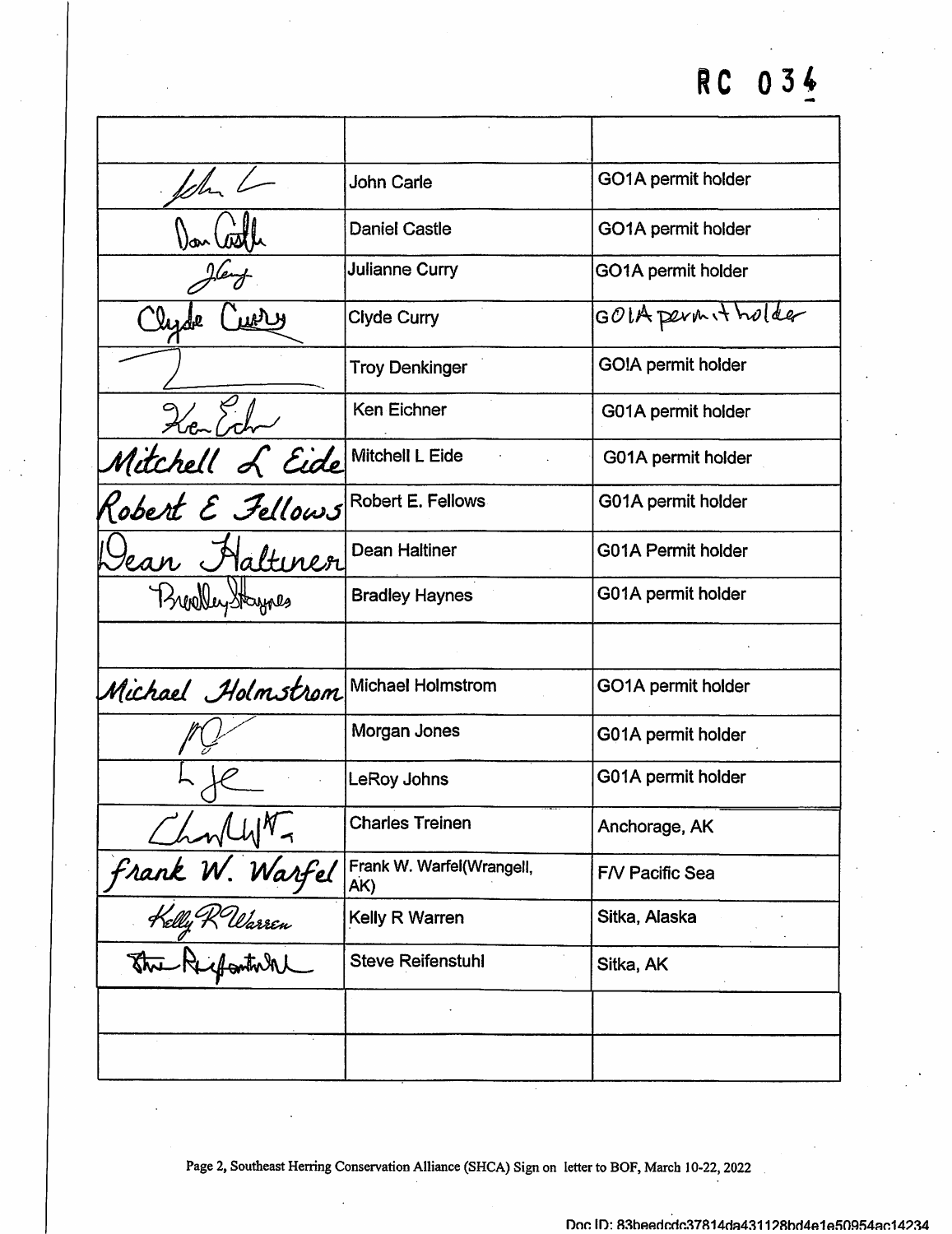RC 034

| | | |
|---|---|---|
| | | |
| *John C* | John Carle | GO1A permit holder |
| *Dan Castle* | Daniel Castle | GO1A permit holder |
| *J Curry* | Julianne Curry | GO1A permit holder |
| *Clyde Curry* | Clyde Curry | GO1A permit holder |
| *(signature)* | Troy Denkinger | GO!A permit holder |
| *Ken Eichner* | Ken Eichner | G01A permit holder |
| *Mitchell L Eide* | Mitchell L Eide | G01A permit holder |
| *Robert E Fellows* | Robert E. Fellows | G01A permit holder |
| *Dean Haltiner* | Dean Haltiner | G01A Permit holder |
| *Bradley Haynes* | Bradley Haynes | G01A permit holder |
| | | |
| *Michael Holmstrom* | Michael Holmstrom | GO1A permit holder |
| *(signature)* | Morgan Jones | G01A permit holder |
| *(signature)* | LeRoy Johns | G01A permit holder |
| *(signature)* | Charles Treinen | Anchorage, AK |
| *Frank W. Warfel* | Frank W. Warfel(Wrangell, AK) | F/V Pacific Sea |
| *Kelly R Warren* | Kelly R Warren | Sitka, Alaska |
| *Steve Reifenstuhl* | Steve Reifenstuhl | Sitka, AK |
| | | |
| | | |

Page 2, Southeast Herring Conservation Alliance (SHCA) Sign on letter to BOF, March 10-22, 2022

Doc ID: 83beedcdc37814da431128bd4e1e50954ac14234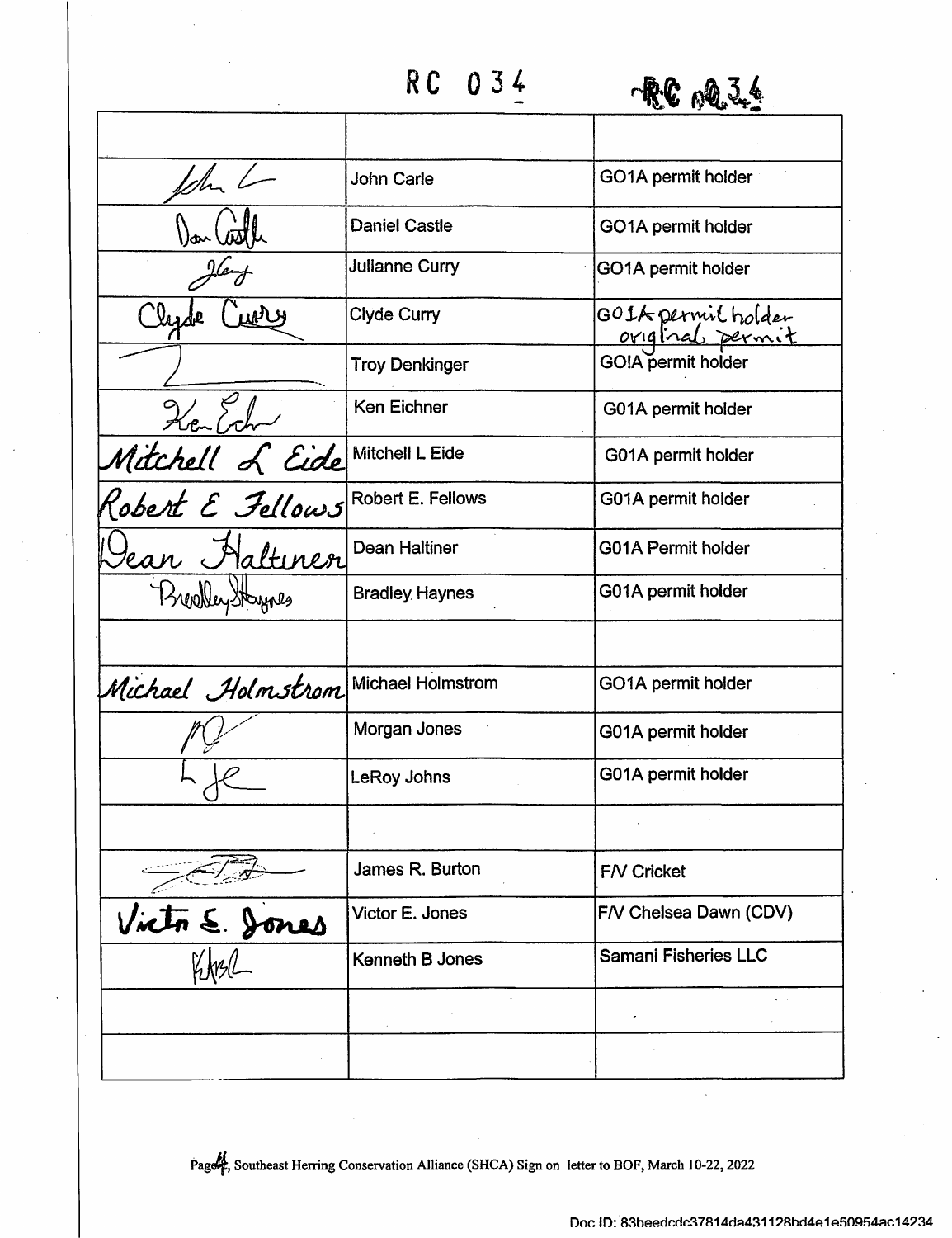RC 034

| | | |
|---|---|---|
| | | |
| John Carle | John Carle | GO1A permit holder |
| Dan Castle | Daniel Castle | GO1A permit holder |
| | Julianne Curry | GO1A permit holder |
| Clyde Curry | Clyde Curry | GO1A permit holder original permit |
| | Troy Denkinger | GO!A permit holder |
| Ken Eichner | Ken Eichner | G01A permit holder |
| Mitchell L Eide | Mitchell L Eide | G01A permit holder |
| Robert E Fellows | Robert E. Fellows | G01A permit holder |
| Dean Haltiner | Dean Haltiner | G01A Permit holder |
| Bradley Haynes | Bradley Haynes | G01A permit holder |
| | | |
| Michael Holmstrom | Michael Holmstrom | GO1A permit holder |
| | Morgan Jones | G01A permit holder |
| | LeRoy Johns | G01A permit holder |
| | | |
| | James R. Burton | F/V Cricket |
| Victor E. Jones | Victor E. Jones | F/V Chelsea Dawn (CDV) |
| | Kenneth B Jones | Samani Fisheries LLC |
| | | |
| | | |

Page 4, Southeast Herring Conservation Alliance (SHCA) Sign on letter to BOF, March 10-22, 2022

Doc ID: 83beedcdc37814da431128bd4e1e50954ac14234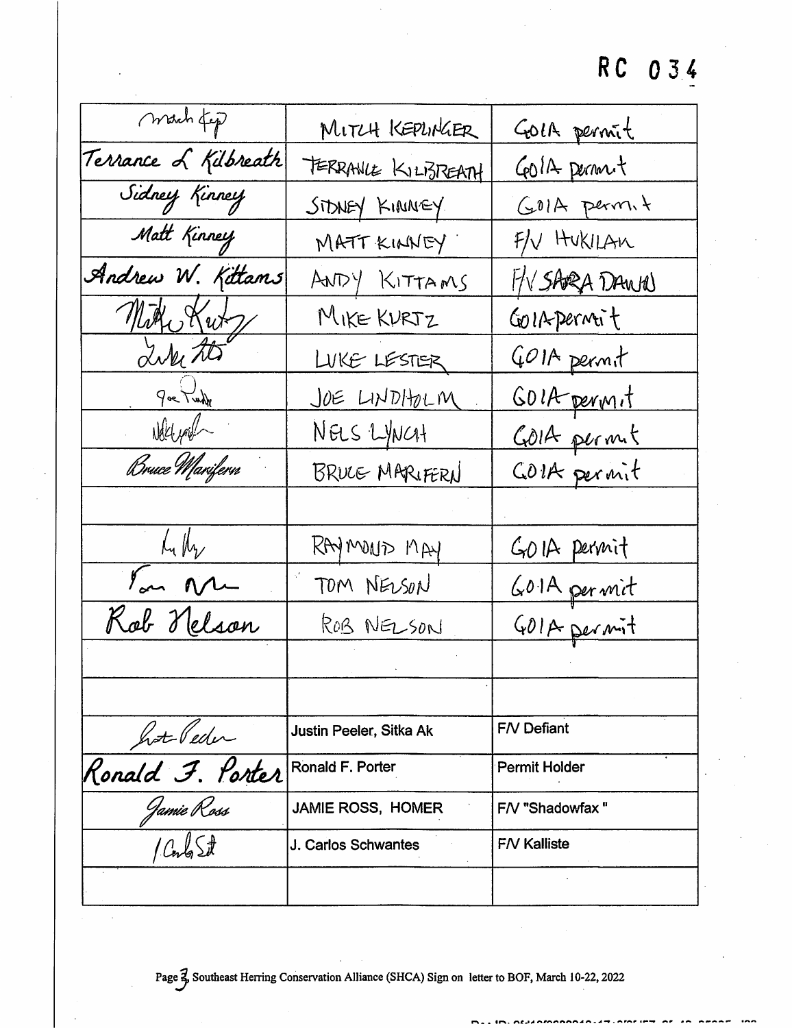RC 034

| | | |
|---|---|---|
| Mitch Kep | MITCH KEPLINGER | GOIA permit |
| Terrance L Kilbreath | TERRANCE KILBREATH | GOIA permit |
| Sidney Kinney | SIDNEY KINNEY | GOIA permit |
| Matt Kinney | MATT KINNEY | F/V HUKILAU |
| Andrew W. Kittams | ANDY KITTAMS | F/V SARA DAWN |
| Mike Kurtz | MIKE KURTZ | GOIA permit |
| Luke Lester | LUKE LESTER | GOIA permit |
| Joe Lindholm | JOE LINDHOLM | GOIA permit |
| Nels Lynch | NELS LYNCH | GOIA permit |
| Bruce Mariferen | BRUCE MARIFERN | GOIA permit |
| | | |
| Ray May | RAYMOND MAY | GOIA permit |
| Tom Nelson | TOM NELSON | GOIA permit |
| Rob Nelson | ROB NELSON | GOIA permit |
| | | |
| | | |
| Justin Peeler | Justin Peeler, Sitka Ak | F/V Defiant |
| Ronald F. Porter | Ronald F. Porter | Permit Holder |
| Jamie Ross | JAMIE ROSS, HOMER | F/V "Shadowfax" |
| J. Carlos Schwantes | J. Carlos Schwantes | F/V Kalliste |
| | | |

Page 3, Southeast Herring Conservation Alliance (SHCA) Sign on letter to BOF, March 10-22, 2022